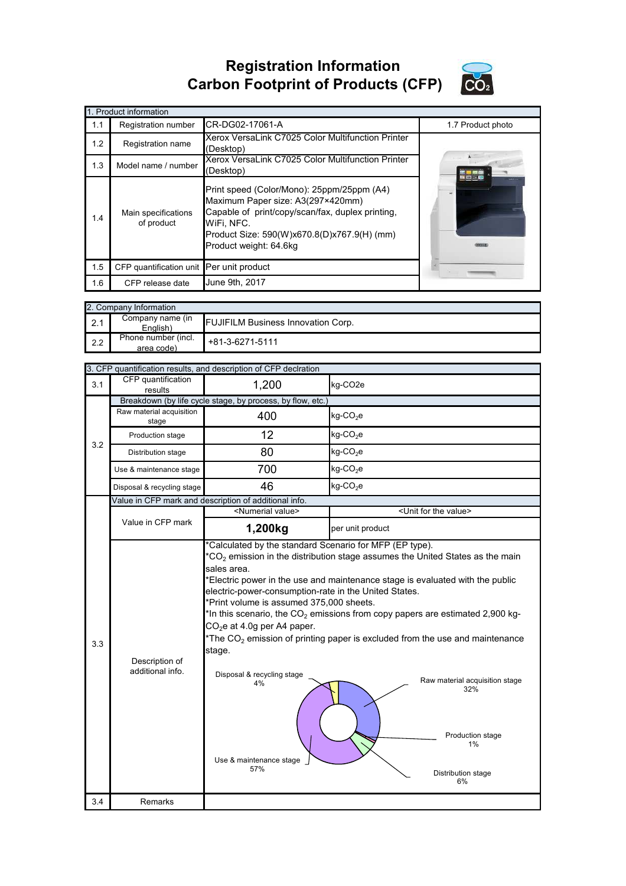# Registration Information
# Carbon Footprint of Products (CFP)

| 1. Product information | | | |
|---|---|---|---|
| 1.1 | Registration number | CR-DG02-17061-A | 1.7 Product photo |
| 1.2 | Registration name | Xerox VersaLink C7025 Color Multifunction Printer (Desktop) | |
| 1.3 | Model name / number | Xerox VersaLink C7025 Color Multifunction Printer (Desktop) | |
| 1.4 | Main specifications of product | Print speed (Color/Mono): 25ppm/25ppm (A4)<br>Maximum Paper size: A3(297×420mm)<br>Capable of print/copy/scan/fax, duplex printing, WiFi, NFC.<br>Product Size: 590(W)x670.8(D)x767.9(H) (mm)<br>Product weight: 64.6kg | |
| 1.5 | CFP quantification unit | Per unit product | |
| 1.6 | CFP release date | June 9th, 2017 | |

| 2. Company Information | | |
|---|---|---|
| 2.1 | Company name (in English) | FUJIFILM Business Innovation Corp. |
| 2.2 | Phone number (incl. area code) | +81-3-6271-5111 |

| 3. CFP quantification results, and description of CFP declration | | | |
|---|---|---|---|
| 3.1 | CFP quantification results | 1,200 | kg-CO2e |
| 3.2 | Breakdown (by life cycle stage, by process, by flow, etc.) | | |
| | Raw material acquisition stage | 400 | kg-$CO_2$e |
| | Production stage | 12 | kg-$CO_2$e |
| | Distribution stage | 80 | kg-$CO_2$e |
| | Use & maintenance stage | 700 | kg-$CO_2$e |
| | Disposal & recycling stage | 46 | kg-$CO_2$e |
| 3.3 | Value in CFP mark and description of additional info. | | |
| | Value in CFP mark | <Numerial value> | <Unit for the value> |
| | | **1,200kg** | per unit product |
| | Description of additional info. | *Calculated by the standard Scenario for MFP (EP type).<br>*$CO_2$ emission in the distribution stage assumes the United States as the main sales area.<br>*Electric power in the use and maintenance stage is evaluated with the public electric-power-consumption-rate in the United States.<br>*Print volume is assumed 375,000 sheets.<br>*In this scenario, the $CO_2$ emissions from copy papers are estimated 2,900 kg-$CO_2$e at 4.0g per A4 paper.<br>*The $CO_2$ emission of printing paper is excluded from the use and maintenance stage.<br><br>Raw material acquisition stage 32%<br>Production stage 1%<br>Distribution stage 6%<br>Use & maintenance stage 57%<br>Disposal & recycling stage 4% | |
| 3.4 | Remarks | | |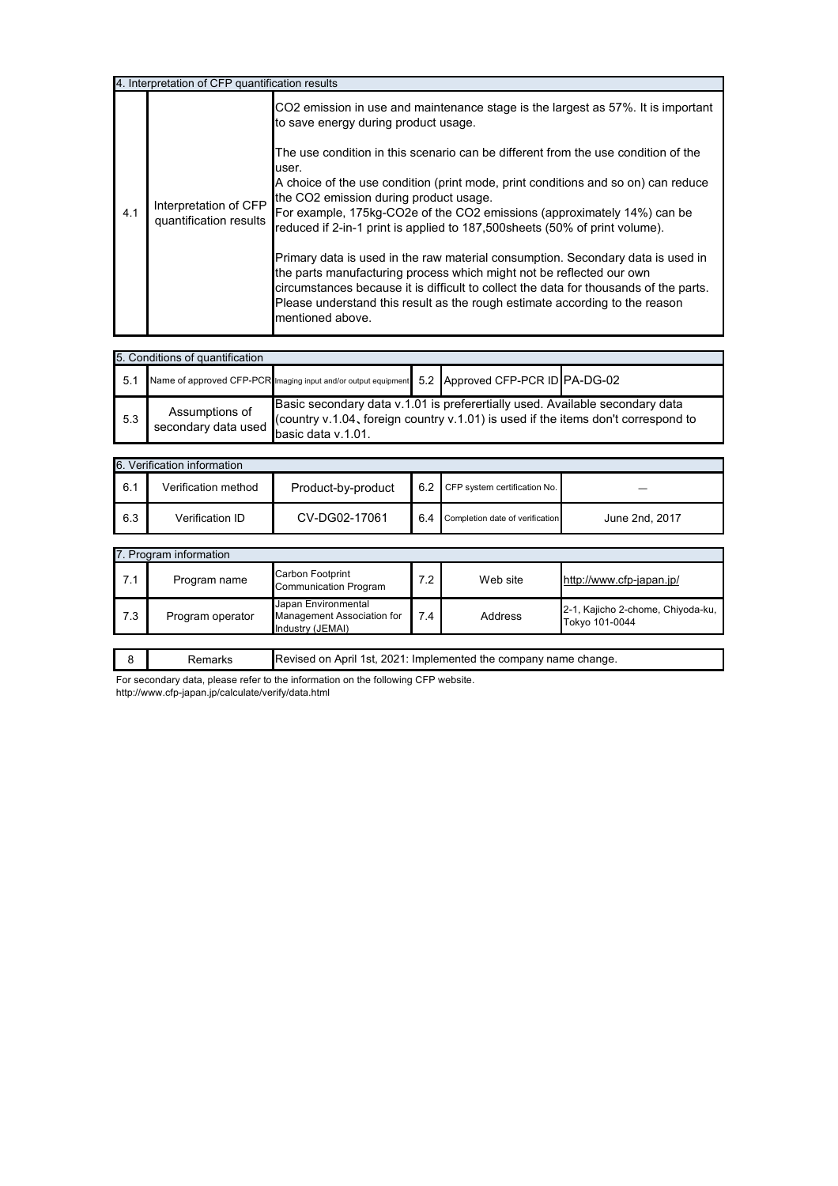| 4. Interpretation of CFP quantification results | | |
|---|---|---|
| 4.1 | Interpretation of CFP quantification results | $CO_2$ emission in use and maintenance stage is the largest as 57%. It is important to save energy during product usage.<br><br>The use condition in this scenario can be different from the use condition of the user.<br>A choice of the use condition (print mode, print conditions and so on) can reduce the $CO_2$ emission during product usage.<br>For example, 175kg-$CO_2e$ of the $CO_2$ emissions (approximately 14%) can be reduced if 2-in-1 print is applied to 187,500sheets (50% of print volume).<br><br>Primary data is used in the raw material consumption. Secondary data is used in the parts manufacturing process which might not be reflected our own circumstances because it is difficult to collect the data for thousands of the parts. Please understand this result as the rough estimate according to the reason mentioned above. |

| 5. Conditions of quantification | | | | |
|---|---|---|---|---|
| 5.1 | Name of approved CFP-PCR | Imaging input and/or output equipment | 5.2 Approved CFP-PCR ID | PA-DG-02 |
| 5.3 | Assumptions of secondary data used | Basic secondary data v.1.01 is preferertially used. Available secondary data (country v.1.04、foreign country v.1.01) is used if the items don't correspond to basic data v.1.01. | | |

| 6. Verification information | | | | | |
|---|---|---|---|---|---|
| 6.1 | Verification method | Product-by-product | 6.2 | CFP system certification No. | — |
| 6.3 | Verification ID | CV-DG02-17061 | 6.4 | Completion date of verification | June 2nd, 2017 |

| 7. Program information | | | | | |
|---|---|---|---|---|---|
| 7.1 | Program name | Carbon Footprint Communication Program | 7.2 | Web site | http://www.cfp-japan.jp/ |
| 7.3 | Program operator | Japan Environmental Management Association for Industry (JEMAI) | 7.4 | Address | 2-1, Kajicho 2-chome, Chiyoda-ku, Tokyo 101-0044 |

| | | |
|---|---|---|
| 8 | Remarks | Revised on April 1st, 2021: Implemented the company name change. |

For secondary data, please refer to the information on the following CFP website.
http://www.cfp-japan.jp/calculate/verify/data.html